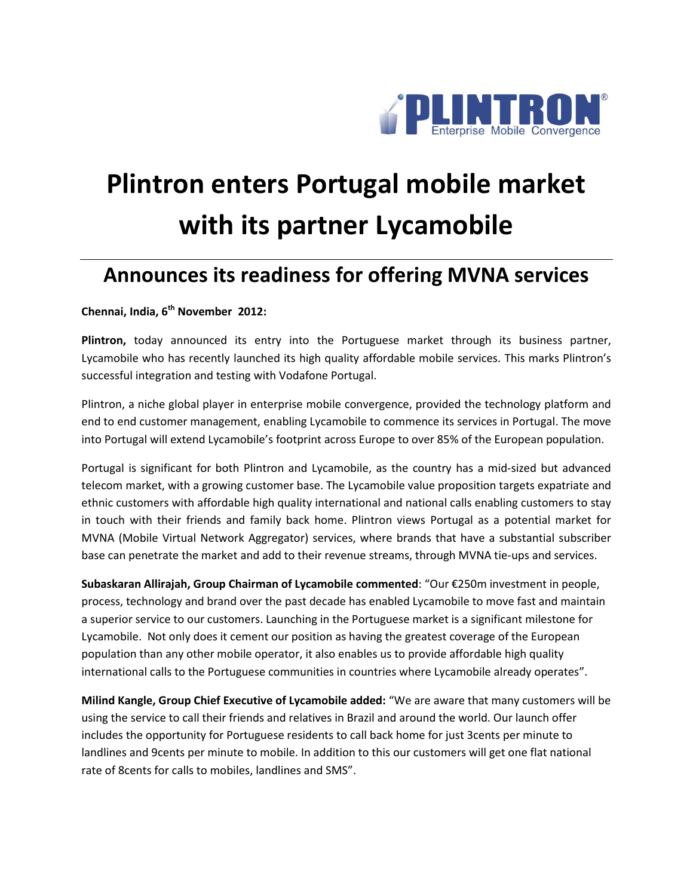# Plintron enters Portugal mobile market with its partner Lycamobile

## Announces its readiness for offering MVNA services

**Chennai, India, 6th November 2012:**

**Plintron,** today announced its entry into the Portuguese market through its business partner, Lycamobile who has recently launched its high quality affordable mobile services. This marks Plintron's successful integration and testing with Vodafone Portugal.

Plintron, a niche global player in enterprise mobile convergence, provided the technology platform and end to end customer management, enabling Lycamobile to commence its services in Portugal. The move into Portugal will extend Lycamobile's footprint across Europe to over 85% of the European population.

Portugal is significant for both Plintron and Lycamobile, as the country has a mid-sized but advanced telecom market, with a growing customer base. The Lycamobile value proposition targets expatriate and ethnic customers with affordable high quality international and national calls enabling customers to stay in touch with their friends and family back home. Plintron views Portugal as a potential market for MVNA (Mobile Virtual Network Aggregator) services, where brands that have a substantial subscriber base can penetrate the market and add to their revenue streams, through MVNA tie-ups and services.

**Subaskaran Allirajah, Group Chairman of Lycamobile commented**: "Our €250m investment in people, process, technology and brand over the past decade has enabled Lycamobile to move fast and maintain a superior service to our customers. Launching in the Portuguese market is a significant milestone for Lycamobile. Not only does it cement our position as having the greatest coverage of the European population than any other mobile operator, it also enables us to provide affordable high quality international calls to the Portuguese communities in countries where Lycamobile already operates".

**Milind Kangle, Group Chief Executive of Lycamobile added:** "We are aware that many customers will be using the service to call their friends and relatives in Brazil and around the world. Our launch offer includes the opportunity for Portuguese residents to call back home for just 3cents per minute to landlines and 9cents per minute to mobile. In addition to this our customers will get one flat national rate of 8cents for calls to mobiles, landlines and SMS".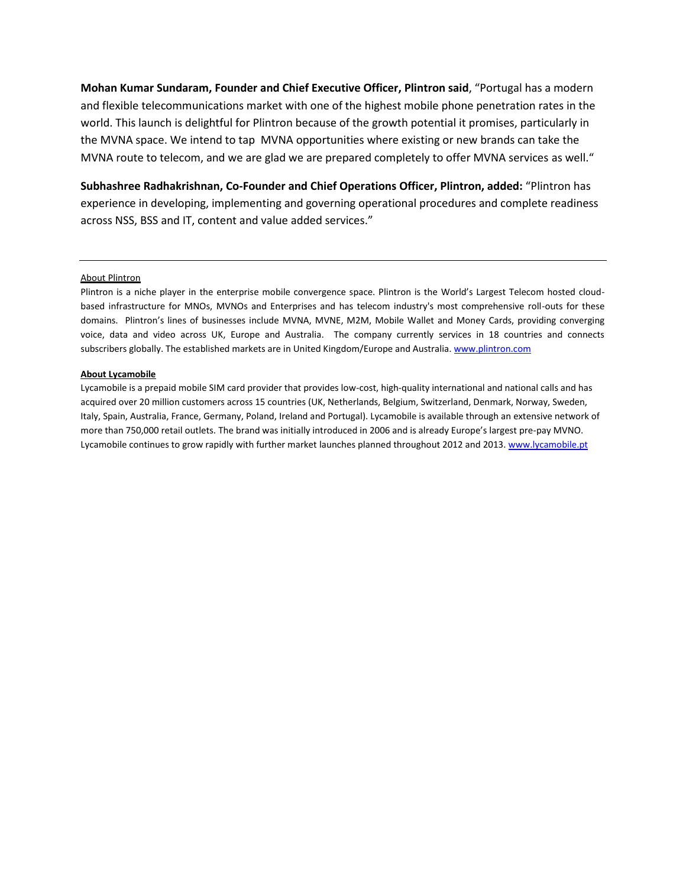**Mohan Kumar Sundaram, Founder and Chief Executive Officer, Plintron said**, "Portugal has a modern and flexible telecommunications market with one of the highest mobile phone penetration rates in the world. This launch is delightful for Plintron because of the growth potential it promises, particularly in the MVNA space. We intend to tap MVNA opportunities where existing or new brands can take the MVNA route to telecom, and we are glad we are prepared completely to offer MVNA services as well."

**Subhashree Radhakrishnan, Co-Founder and Chief Operations Officer, Plintron, added:** "Plintron has experience in developing, implementing and governing operational procedures and complete readiness across NSS, BSS and IT, content and value added services."

---

About Plintron

Plintron is a niche player in the enterprise mobile convergence space. Plintron is the World's Largest Telecom hosted cloud-based infrastructure for MNOs, MVNOs and Enterprises and has telecom industry's most comprehensive roll-outs for these domains. Plintron's lines of businesses include MVNA, MVNE, M2M, Mobile Wallet and Money Cards, providing converging voice, data and video across UK, Europe and Australia. The company currently services in 18 countries and connects subscribers globally. The established markets are in United Kingdom/Europe and Australia. www.plintron.com

**About Lycamobile**

Lycamobile is a prepaid mobile SIM card provider that provides low-cost, high-quality international and national calls and has acquired over 20 million customers across 15 countries (UK, Netherlands, Belgium, Switzerland, Denmark, Norway, Sweden, Italy, Spain, Australia, France, Germany, Poland, Ireland and Portugal). Lycamobile is available through an extensive network of more than 750,000 retail outlets. The brand was initially introduced in 2006 and is already Europe's largest pre-pay MVNO. Lycamobile continues to grow rapidly with further market launches planned throughout 2012 and 2013. www.lycamobile.pt